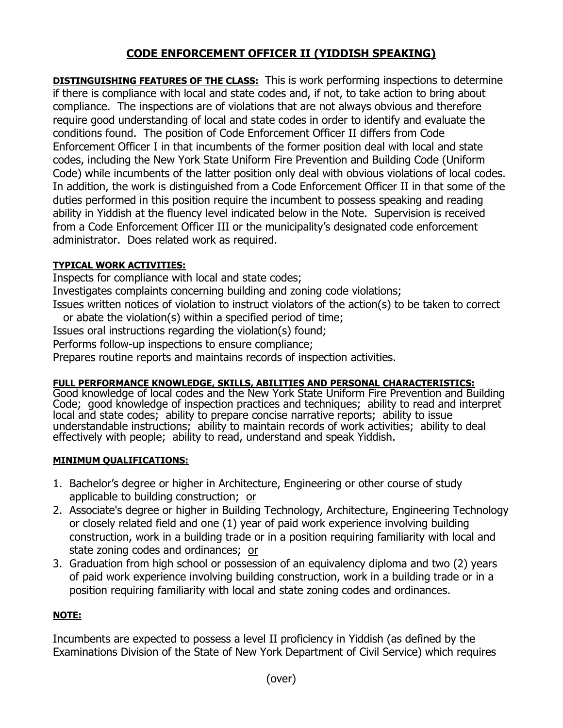# CODE ENFORCEMENT OFFICER II (YIDDISH SPEAKING)

**DISTINGUISHING FEATURES OF THE CLASS:** This is work performing inspections to determine if there is compliance with local and state codes and, if not, to take action to bring about compliance. The inspections are of violations that are not always obvious and therefore require good understanding of local and state codes in order to identify and evaluate the conditions found. The position of Code Enforcement Officer II differs from Code Enforcement Officer I in that incumbents of the former position deal with local and state codes, including the New York State Uniform Fire Prevention and Building Code (Uniform Code) while incumbents of the latter position only deal with obvious violations of local codes. In addition, the work is distinguished from a Code Enforcement Officer II in that some of the duties performed in this position require the incumbent to possess speaking and reading ability in Yiddish at the fluency level indicated below in the Note. Supervision is received from a Code Enforcement Officer III or the municipality's designated code enforcement administrator. Does related work as required.

**TYPICAL WORK ACTIVITIES:**

Inspects for compliance with local and state codes;
Investigates complaints concerning building and zoning code violations;
Issues written notices of violation to instruct violators of the action(s) to be taken to correct or abate the violation(s) within a specified period of time;
Issues oral instructions regarding the violation(s) found;
Performs follow-up inspections to ensure compliance;
Prepares routine reports and maintains records of inspection activities.

**FULL PERFORMANCE KNOWLEDGE, SKILLS, ABILITIES AND PERSONAL CHARACTERISTICS:**
Good knowledge of local codes and the New York State Uniform Fire Prevention and Building Code; good knowledge of inspection practices and techniques; ability to read and interpret local and state codes; ability to prepare concise narrative reports; ability to issue understandable instructions; ability to maintain records of work activities; ability to deal effectively with people; ability to read, understand and speak Yiddish.

**MINIMUM QUALIFICATIONS:**

1. Bachelor's degree or higher in Architecture, Engineering or other course of study applicable to building construction; or
2. Associate's degree or higher in Building Technology, Architecture, Engineering Technology or closely related field and one (1) year of paid work experience involving building construction, work in a building trade or in a position requiring familiarity with local and state zoning codes and ordinances; or
3. Graduation from high school or possession of an equivalency diploma and two (2) years of paid work experience involving building construction, work in a building trade or in a position requiring familiarity with local and state zoning codes and ordinances.

**NOTE:**

Incumbents are expected to possess a level II proficiency in Yiddish (as defined by the Examinations Division of the State of New York Department of Civil Service) which requires

(over)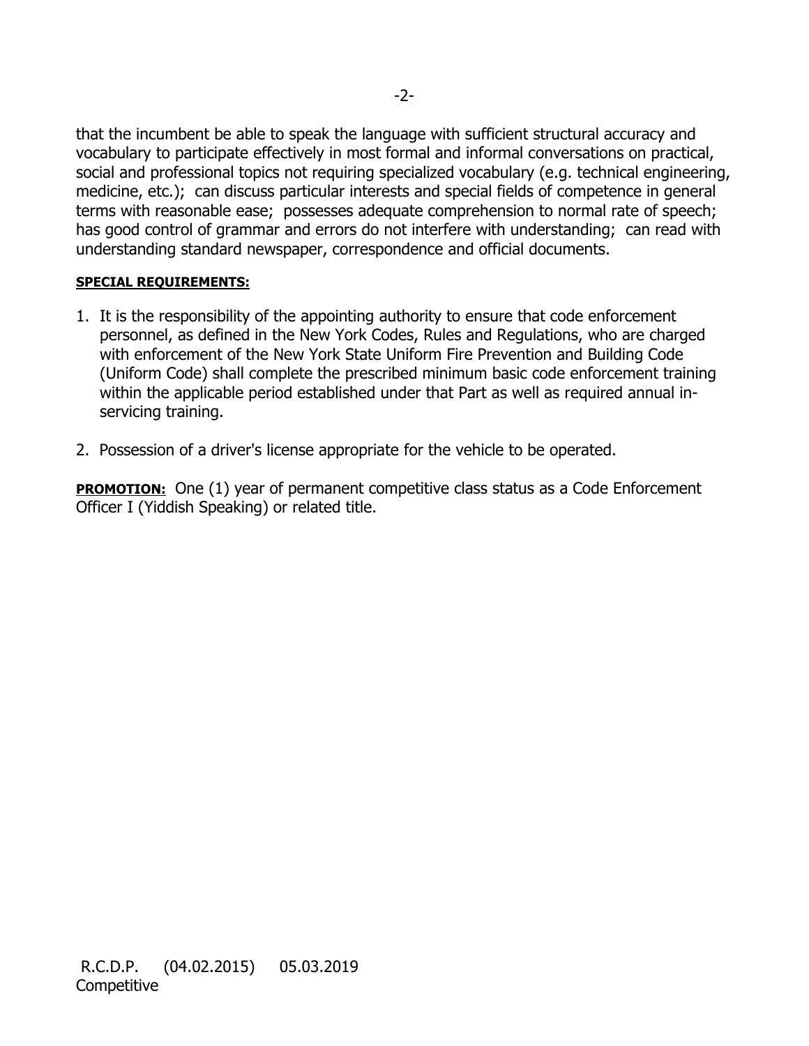that the incumbent be able to speak the language with sufficient structural accuracy and vocabulary to participate effectively in most formal and informal conversations on practical, social and professional topics not requiring specialized vocabulary (e.g. technical engineering, medicine, etc.); can discuss particular interests and special fields of competence in general terms with reasonable ease; possesses adequate comprehension to normal rate of speech; has good control of grammar and errors do not interfere with understanding; can read with understanding standard newspaper, correspondence and official documents.

**SPECIAL REQUIREMENTS:**

1. It is the responsibility of the appointing authority to ensure that code enforcement personnel, as defined in the New York Codes, Rules and Regulations, who are charged with enforcement of the New York State Uniform Fire Prevention and Building Code (Uniform Code) shall complete the prescribed minimum basic code enforcement training within the applicable period established under that Part as well as required annual in-servicing training.

2. Possession of a driver's license appropriate for the vehicle to be operated.

**PROMOTION:** One (1) year of permanent competitive class status as a Code Enforcement Officer I (Yiddish Speaking) or related title.

R.C.D.P. (04.02.2015) 05.03.2019
Competitive